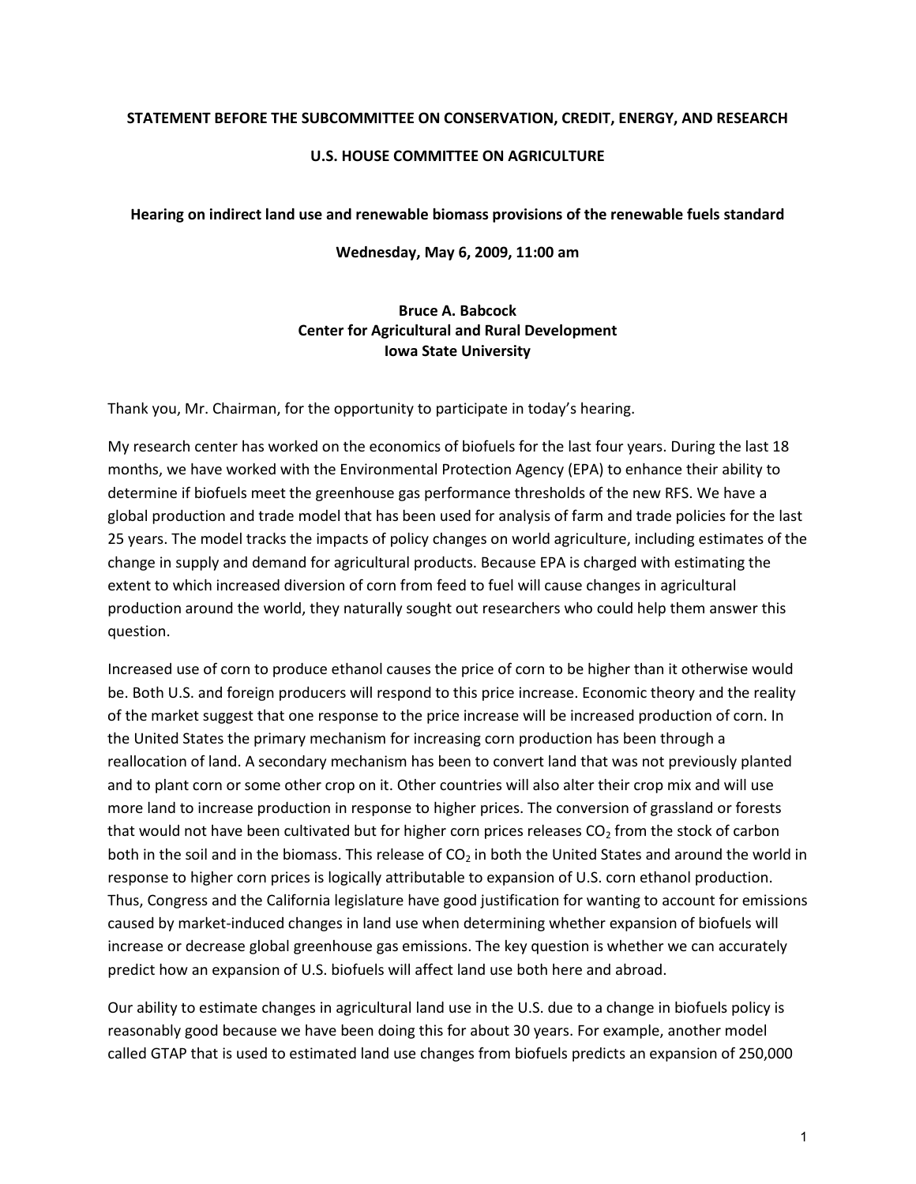**STATEMENT BEFORE THE SUBCOMMITTEE ON CONSERVATION, CREDIT, ENERGY, AND RESEARCH**

**U.S. HOUSE COMMITTEE ON AGRICULTURE**

**Hearing on indirect land use and renewable biomass provisions of the renewable fuels standard**

**Wednesday, May 6, 2009, 11:00 am**

**Bruce A. Babcock**
**Center for Agricultural and Rural Development**
**Iowa State University**

Thank you, Mr. Chairman, for the opportunity to participate in today's hearing.

My research center has worked on the economics of biofuels for the last four years. During the last 18 months, we have worked with the Environmental Protection Agency (EPA) to enhance their ability to determine if biofuels meet the greenhouse gas performance thresholds of the new RFS. We have a global production and trade model that has been used for analysis of farm and trade policies for the last 25 years. The model tracks the impacts of policy changes on world agriculture, including estimates of the change in supply and demand for agricultural products. Because EPA is charged with estimating the extent to which increased diversion of corn from feed to fuel will cause changes in agricultural production around the world, they naturally sought out researchers who could help them answer this question.

Increased use of corn to produce ethanol causes the price of corn to be higher than it otherwise would be. Both U.S. and foreign producers will respond to this price increase. Economic theory and the reality of the market suggest that one response to the price increase will be increased production of corn. In the United States the primary mechanism for increasing corn production has been through a reallocation of land. A secondary mechanism has been to convert land that was not previously planted and to plant corn or some other crop on it. Other countries will also alter their crop mix and will use more land to increase production in response to higher prices. The conversion of grassland or forests that would not have been cultivated but for higher corn prices releases $CO_2$ from the stock of carbon both in the soil and in the biomass. This release of $CO_2$ in both the United States and around the world in response to higher corn prices is logically attributable to expansion of U.S. corn ethanol production. Thus, Congress and the California legislature have good justification for wanting to account for emissions caused by market-induced changes in land use when determining whether expansion of biofuels will increase or decrease global greenhouse gas emissions. The key question is whether we can accurately predict how an expansion of U.S. biofuels will affect land use both here and abroad.

Our ability to estimate changes in agricultural land use in the U.S. due to a change in biofuels policy is reasonably good because we have been doing this for about 30 years. For example, another model called GTAP that is used to estimated land use changes from biofuels predicts an expansion of 250,000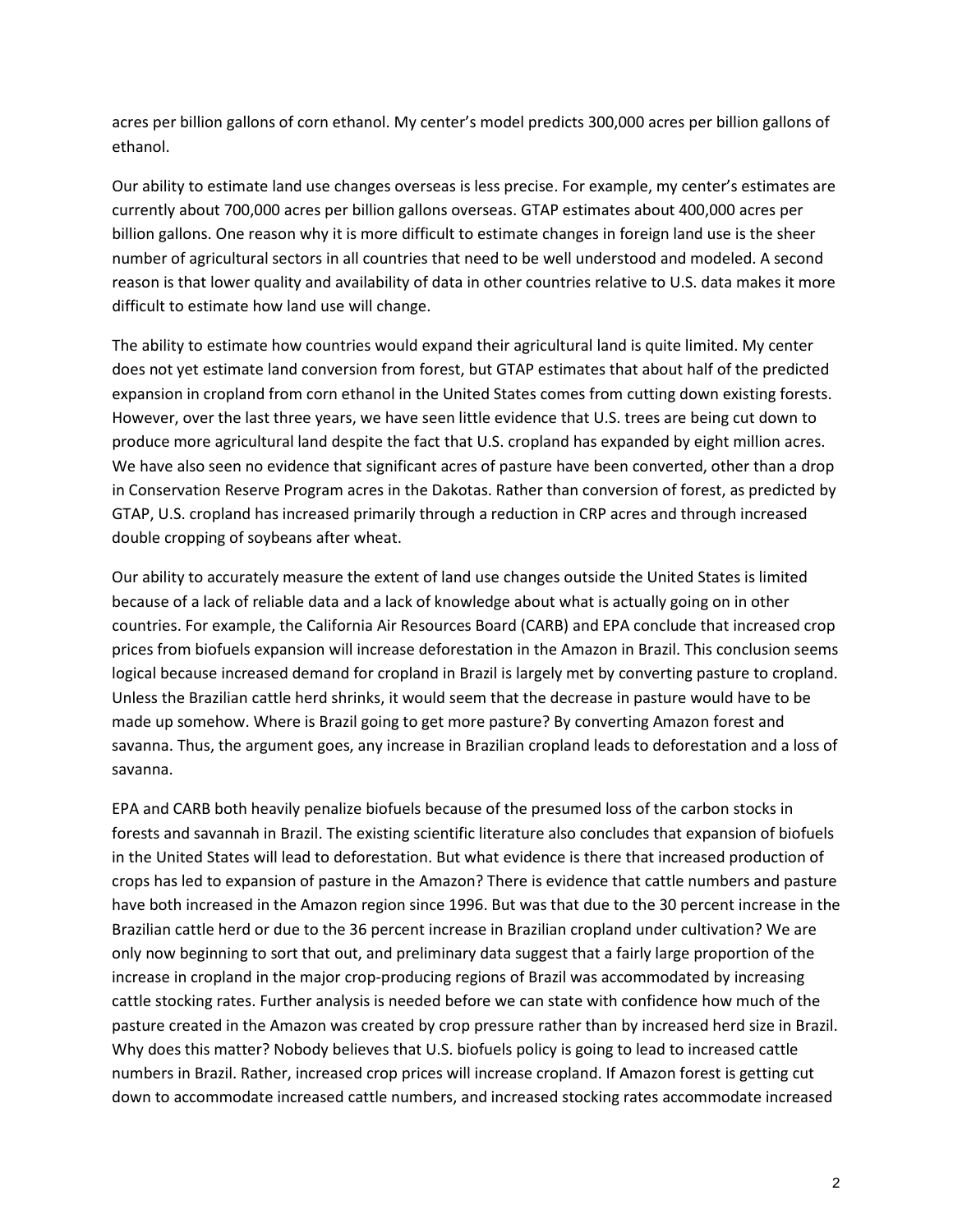acres per billion gallons of corn ethanol. My center's model predicts 300,000 acres per billion gallons of ethanol.

Our ability to estimate land use changes overseas is less precise. For example, my center's estimates are currently about 700,000 acres per billion gallons overseas. GTAP estimates about 400,000 acres per billion gallons. One reason why it is more difficult to estimate changes in foreign land use is the sheer number of agricultural sectors in all countries that need to be well understood and modeled. A second reason is that lower quality and availability of data in other countries relative to U.S. data makes it more difficult to estimate how land use will change.

The ability to estimate how countries would expand their agricultural land is quite limited. My center does not yet estimate land conversion from forest, but GTAP estimates that about half of the predicted expansion in cropland from corn ethanol in the United States comes from cutting down existing forests. However, over the last three years, we have seen little evidence that U.S. trees are being cut down to produce more agricultural land despite the fact that U.S. cropland has expanded by eight million acres. We have also seen no evidence that significant acres of pasture have been converted, other than a drop in Conservation Reserve Program acres in the Dakotas. Rather than conversion of forest, as predicted by GTAP, U.S. cropland has increased primarily through a reduction in CRP acres and through increased double cropping of soybeans after wheat.

Our ability to accurately measure the extent of land use changes outside the United States is limited because of a lack of reliable data and a lack of knowledge about what is actually going on in other countries. For example, the California Air Resources Board (CARB) and EPA conclude that increased crop prices from biofuels expansion will increase deforestation in the Amazon in Brazil. This conclusion seems logical because increased demand for cropland in Brazil is largely met by converting pasture to cropland. Unless the Brazilian cattle herd shrinks, it would seem that the decrease in pasture would have to be made up somehow. Where is Brazil going to get more pasture? By converting Amazon forest and savanna. Thus, the argument goes, any increase in Brazilian cropland leads to deforestation and a loss of savanna.

EPA and CARB both heavily penalize biofuels because of the presumed loss of the carbon stocks in forests and savannah in Brazil. The existing scientific literature also concludes that expansion of biofuels in the United States will lead to deforestation. But what evidence is there that increased production of crops has led to expansion of pasture in the Amazon? There is evidence that cattle numbers and pasture have both increased in the Amazon region since 1996. But was that due to the 30 percent increase in the Brazilian cattle herd or due to the 36 percent increase in Brazilian cropland under cultivation? We are only now beginning to sort that out, and preliminary data suggest that a fairly large proportion of the increase in cropland in the major crop-producing regions of Brazil was accommodated by increasing cattle stocking rates. Further analysis is needed before we can state with confidence how much of the pasture created in the Amazon was created by crop pressure rather than by increased herd size in Brazil. Why does this matter? Nobody believes that U.S. biofuels policy is going to lead to increased cattle numbers in Brazil. Rather, increased crop prices will increase cropland. If Amazon forest is getting cut down to accommodate increased cattle numbers, and increased stocking rates accommodate increased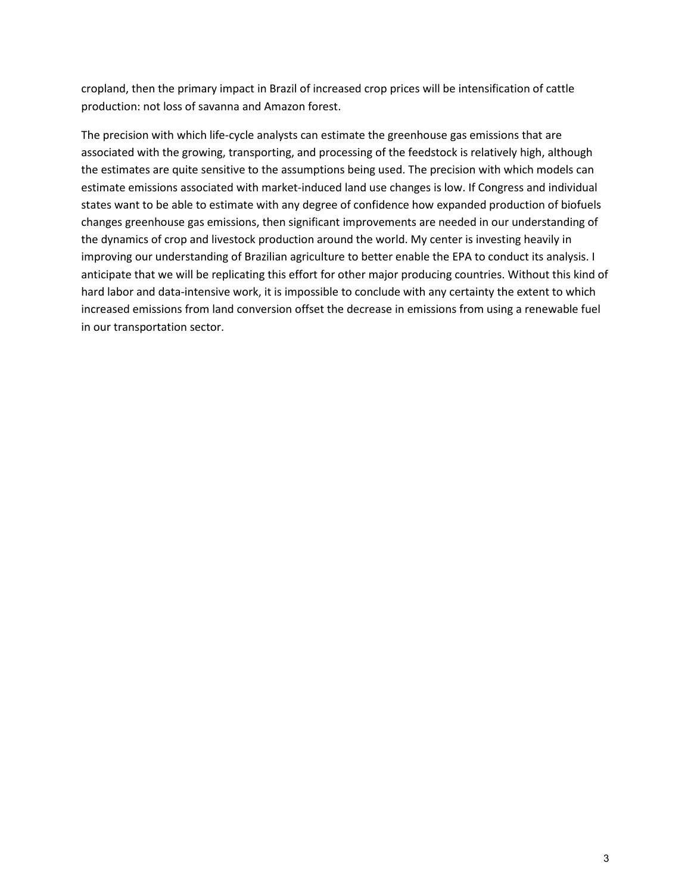cropland, then the primary impact in Brazil of increased crop prices will be intensification of cattle production: not loss of savanna and Amazon forest.

The precision with which life-cycle analysts can estimate the greenhouse gas emissions that are associated with the growing, transporting, and processing of the feedstock is relatively high, although the estimates are quite sensitive to the assumptions being used. The precision with which models can estimate emissions associated with market-induced land use changes is low. If Congress and individual states want to be able to estimate with any degree of confidence how expanded production of biofuels changes greenhouse gas emissions, then significant improvements are needed in our understanding of the dynamics of crop and livestock production around the world. My center is investing heavily in improving our understanding of Brazilian agriculture to better enable the EPA to conduct its analysis. I anticipate that we will be replicating this effort for other major producing countries. Without this kind of hard labor and data-intensive work, it is impossible to conclude with any certainty the extent to which increased emissions from land conversion offset the decrease in emissions from using a renewable fuel in our transportation sector.